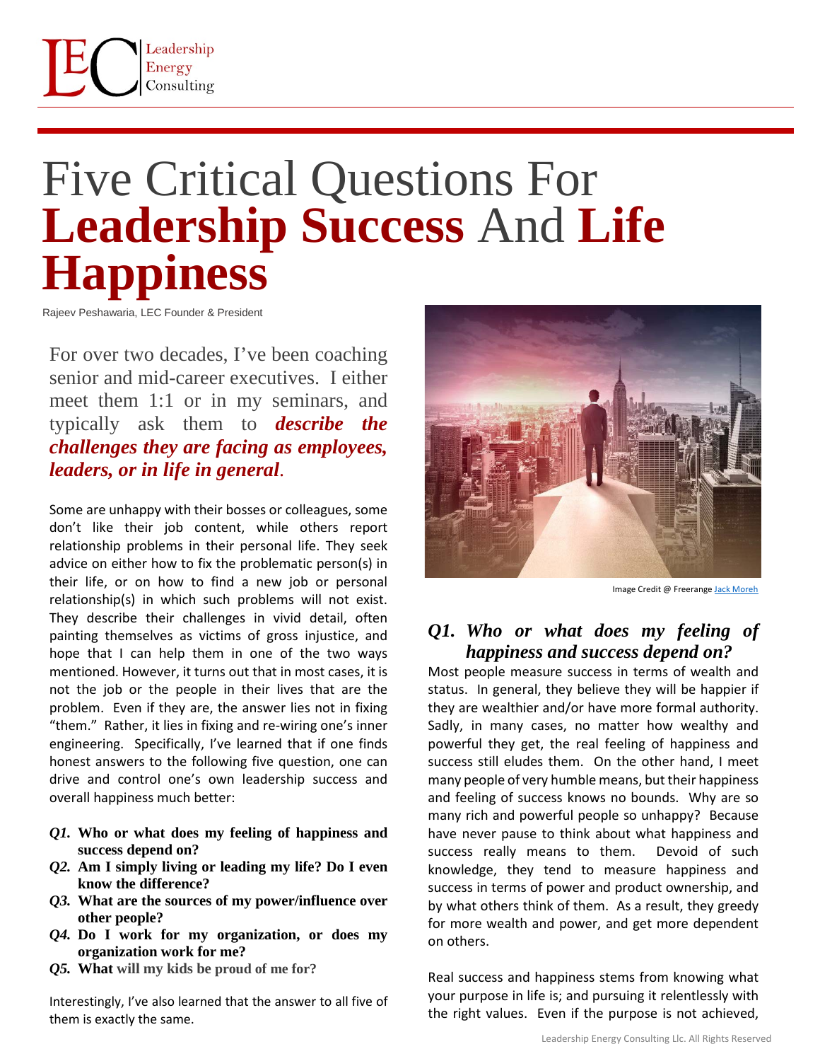Leadership Energy Consulting

# Five Critical Questions For **Leadership Success** And **Life Happiness**

Rajeev Peshawaria, LEC Founder & President

For over two decades, I've been coaching senior and mid-career executives. I either meet them 1:1 or in my seminars, and typically ask them to ***describe the challenges they are facing as employees, leaders, or in life in general***.

Some are unhappy with their bosses or colleagues, some don't like their job content, while others report relationship problems in their personal life. They seek advice on either how to fix the problematic person(s) in their life, or on how to find a new job or personal relationship(s) in which such problems will not exist. They describe their challenges in vivid detail, often painting themselves as victims of gross injustice, and hope that I can help them in one of the two ways mentioned. However, it turns out that in most cases, it is not the job or the people in their lives that are the problem. Even if they are, the answer lies not in fixing "them." Rather, it lies in fixing and re-wiring one's inner engineering. Specifically, I've learned that if one finds honest answers to the following five question, one can drive and control one's own leadership success and overall happiness much better:

- ***Q1.*** **Who or what does my feeling of happiness and success depend on?**
- ***Q2.*** **Am I simply living or leading my life? Do I even know the difference?**
- ***Q3.*** **What are the sources of my power/influence over other people?**
- ***Q4.*** **Do I work for my organization, or does my organization work for me?**
- ***Q5.*** **What will my kids be proud of me for?**

Interestingly, I've also learned that the answer to all five of them is exactly the same.

Image Credit @ Freerange Jack Moreh

## *Q1. Who or what does my feeling of happiness and success depend on?*

Most people measure success in terms of wealth and status. In general, they believe they will be happier if they are wealthier and/or have more formal authority. Sadly, in many cases, no matter how wealthy and powerful they get, the real feeling of happiness and success still eludes them. On the other hand, I meet many people of very humble means, but their happiness and feeling of success knows no bounds. Why are so many rich and powerful people so unhappy? Because have never pause to think about what happiness and success really means to them. Devoid of such knowledge, they tend to measure happiness and success in terms of power and product ownership, and by what others think of them. As a result, they greedy for more wealth and power, and get more dependent on others.

Real success and happiness stems from knowing what your purpose in life is; and pursuing it relentlessly with the right values. Even if the purpose is not achieved,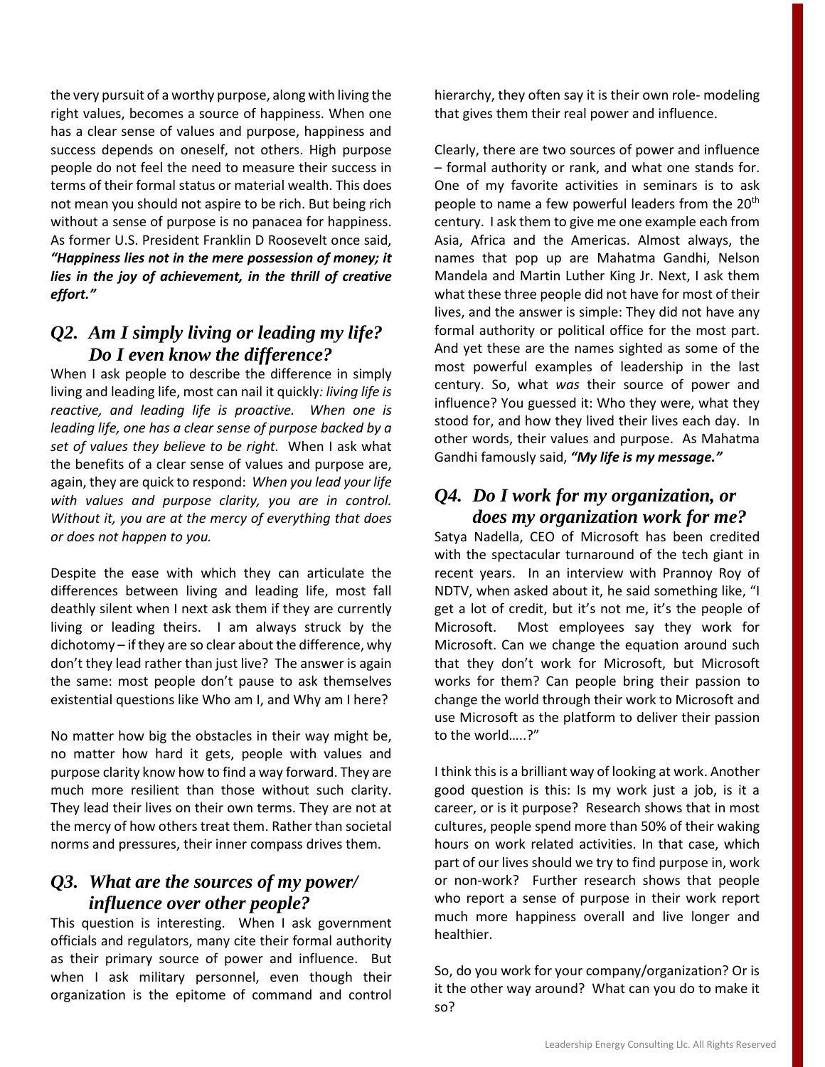the very pursuit of a worthy purpose, along with living the right values, becomes a source of happiness. When one has a clear sense of values and purpose, happiness and success depends on oneself, not others. High purpose people do not feel the need to measure their success in terms of their formal status or material wealth. This does not mean you should not aspire to be rich. But being rich without a sense of purpose is no panacea for happiness. As former U.S. President Franklin D Roosevelt once said, ***"Happiness lies not in the mere possession of money; it lies in the joy of achievement, in the thrill of creative effort."***

## *Q2. Am I simply living or leading my life? Do I even know the difference?*

When I ask people to describe the difference in simply living and leading life, most can nail it quickly*: living life is reactive, and leading life is proactive. When one is leading life, one has a clear sense of purpose backed by a set of values they believe to be right.* When I ask what the benefits of a clear sense of values and purpose are, again, they are quick to respond: *When you lead your life with values and purpose clarity, you are in control. Without it, you are at the mercy of everything that does or does not happen to you.*

Despite the ease with which they can articulate the differences between living and leading life, most fall deathly silent when I next ask them if they are currently living or leading theirs. I am always struck by the dichotomy – if they are so clear about the difference, why don't they lead rather than just live? The answer is again the same: most people don't pause to ask themselves existential questions like Who am I, and Why am I here?

No matter how big the obstacles in their way might be, no matter how hard it gets, people with values and purpose clarity know how to find a way forward. They are much more resilient than those without such clarity. They lead their lives on their own terms. They are not at the mercy of how others treat them. Rather than societal norms and pressures, their inner compass drives them.

## *Q3. What are the sources of my power/ influence over other people?*

This question is interesting. When I ask government officials and regulators, many cite their formal authority as their primary source of power and influence. But when I ask military personnel, even though their organization is the epitome of command and control hierarchy, they often say it is their own role- modeling that gives them their real power and influence.

Clearly, there are two sources of power and influence – formal authority or rank, and what one stands for. One of my favorite activities in seminars is to ask people to name a few powerful leaders from the 20th century. I ask them to give me one example each from Asia, Africa and the Americas. Almost always, the names that pop up are Mahatma Gandhi, Nelson Mandela and Martin Luther King Jr. Next, I ask them what these three people did not have for most of their lives, and the answer is simple: They did not have any formal authority or political office for the most part. And yet these are the names sighted as some of the most powerful examples of leadership in the last century. So, what *was* their source of power and influence? You guessed it: Who they were, what they stood for, and how they lived their lives each day. In other words, their values and purpose. As Mahatma Gandhi famously said, ***"My life is my message."***

## *Q4. Do I work for my organization, or does my organization work for me?*

Satya Nadella, CEO of Microsoft has been credited with the spectacular turnaround of the tech giant in recent years. In an interview with Prannoy Roy of NDTV, when asked about it, he said something like, "I get a lot of credit, but it's not me, it's the people of Microsoft. Most employees say they work for Microsoft. Can we change the equation around such that they don't work for Microsoft, but Microsoft works for them? Can people bring their passion to change the world through their work to Microsoft and use Microsoft as the platform to deliver their passion to the world…..?"

I think this is a brilliant way of looking at work. Another good question is this: Is my work just a job, is it a career, or is it purpose? Research shows that in most cultures, people spend more than 50% of their waking hours on work related activities. In that case, which part of our lives should we try to find purpose in, work or non-work? Further research shows that people who report a sense of purpose in their work report much more happiness overall and live longer and healthier.

So, do you work for your company/organization? Or is it the other way around? What can you do to make it so?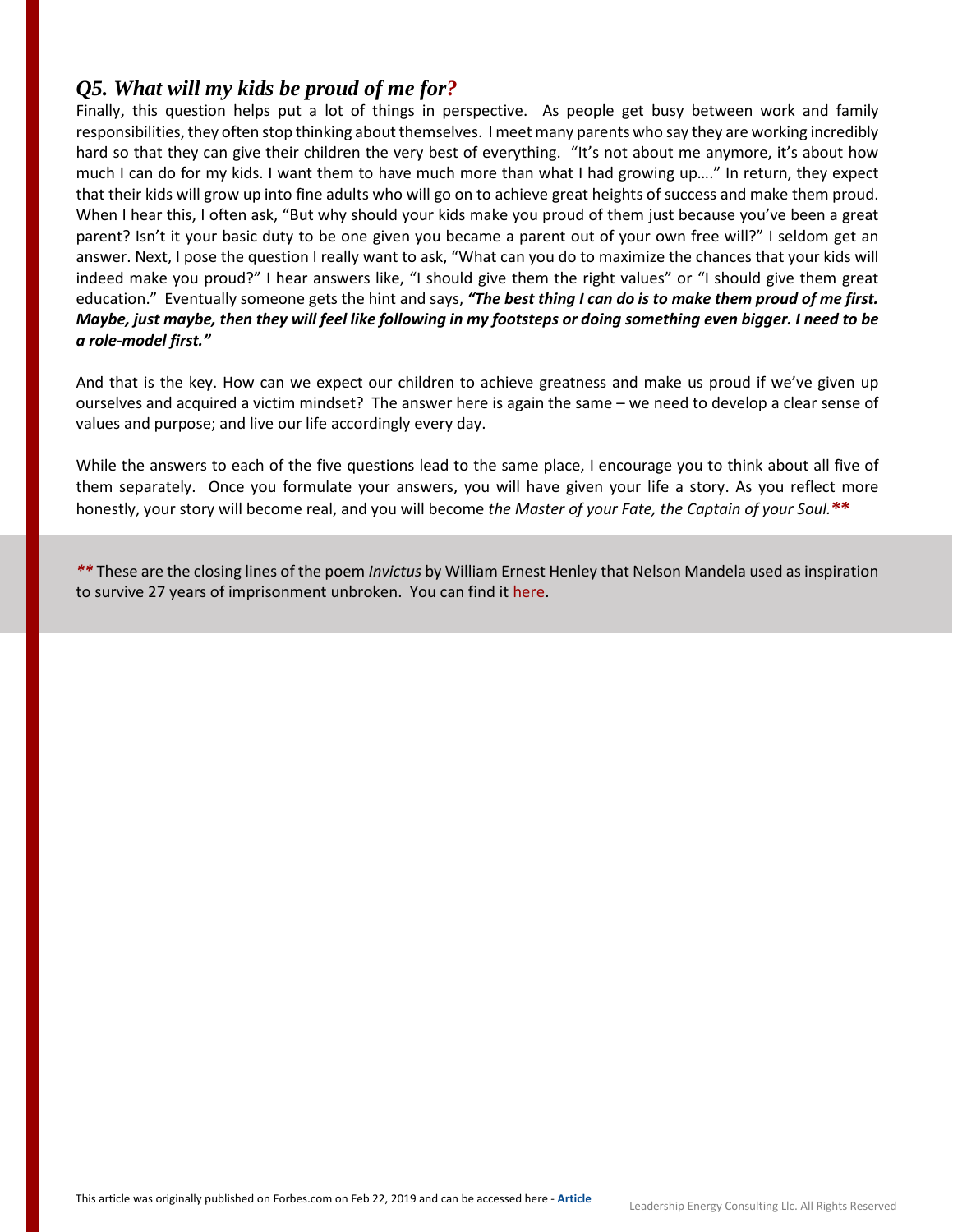### *Q5. What will my kids be proud of me for?*

Finally, this question helps put a lot of things in perspective. As people get busy between work and family responsibilities, they often stop thinking about themselves. I meet many parents who say they are working incredibly hard so that they can give their children the very best of everything. "It's not about me anymore, it's about how much I can do for my kids. I want them to have much more than what I had growing up…." In return, they expect that their kids will grow up into fine adults who will go on to achieve great heights of success and make them proud. When I hear this, I often ask, "But why should your kids make you proud of them just because you've been a great parent? Isn't it your basic duty to be one given you became a parent out of your own free will?" I seldom get an answer. Next, I pose the question I really want to ask, "What can you do to maximize the chances that your kids will indeed make you proud?" I hear answers like, "I should give them the right values" or "I should give them great education." Eventually someone gets the hint and says, ***"The best thing I can do is to make them proud of me first. Maybe, just maybe, then they will feel like following in my footsteps or doing something even bigger. I need to be a role-model first."***

And that is the key. How can we expect our children to achieve greatness and make us proud if we've given up ourselves and acquired a victim mindset? The answer here is again the same – we need to develop a clear sense of values and purpose; and live our life accordingly every day.

While the answers to each of the five questions lead to the same place, I encourage you to think about all five of them separately. Once you formulate your answers, you will have given your life a story. As you reflect more honestly, your story will become real, and you will become *the Master of your Fate, the Captain of your Soul.* **\*\***

***\*\**** These are the closing lines of the poem *Invictus* by William Ernest Henley that Nelson Mandela used as inspiration to survive 27 years of imprisonment unbroken. You can find it here.

This article was originally published on Forbes.com on Feb 22, 2019 and can be accessed here - **Article**